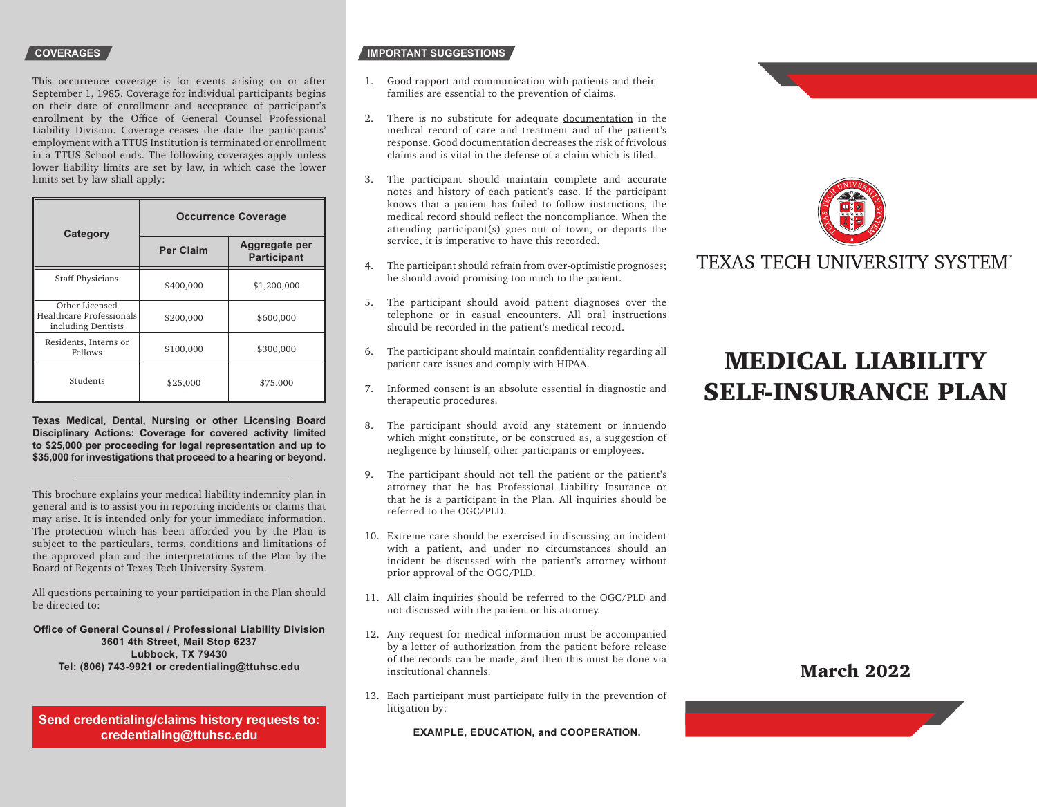## COVERAGES

This occurrence coverage is for events arising on or after September 1, 1985. Coverage for individual participants begins on their date of enrollment and acceptance of participant's enrollment by the Office of General Counsel Professional Liability Division. Coverage ceases the date the participants' employment with a TTUS Institution is terminated or enrollment in a TTUS School ends. The following coverages apply unless lower liability limits are set by law, in which case the lower limits set by law shall apply:

| Category | Occurrence Coverage | |
|---|---|---|
| | Per Claim | Aggregate per Participant |
| Staff Physicians | $400,000 | $1,200,000 |
| Other Licensed Healthcare Professionals including Dentists | $200,000 | $600,000 |
| Residents, Interns or Fellows | $100,000 | $300,000 |
| Students | $25,000 | $75,000 |

**Texas Medical, Dental, Nursing or other Licensing Board Disciplinary Actions: Coverage for covered activity limited to $25,000 per proceeding for legal representation and up to $35,000 for investigations that proceed to a hearing or beyond.**

---

This brochure explains your medical liability indemnity plan in general and is to assist you in reporting incidents or claims that may arise. It is intended only for your immediate information. The protection which has been afforded you by the Plan is subject to the particulars, terms, conditions and limitations of the approved plan and the interpretations of the Plan by the Board of Regents of Texas Tech University System.

All questions pertaining to your participation in the Plan should be directed to:

**Office of General Counsel / Professional Liability Division**
**3601 4th Street, Mail Stop 6237**
**Lubbock, TX 79430**
**Tel: (806) 743-9921 or credentialing@ttuhsc.edu**

**Send credentialing/claims history requests to: credentialing@ttuhsc.edu**

## IMPORTANT SUGGESTIONS

1. Good rapport and communication with patients and their families are essential to the prevention of claims.
2. There is no substitute for adequate documentation in the medical record of care and treatment and of the patient's response. Good documentation decreases the risk of frivolous claims and is vital in the defense of a claim which is filed.
3. The participant should maintain complete and accurate notes and history of each patient's case. If the participant knows that a patient has failed to follow instructions, the medical record should reflect the noncompliance. When the attending participant(s) goes out of town, or departs the service, it is imperative to have this recorded.
4. The participant should refrain from over-optimistic prognoses; he should avoid promising too much to the patient.
5. The participant should avoid patient diagnoses over the telephone or in casual encounters. All oral instructions should be recorded in the patient's medical record.
6. The participant should maintain confidentiality regarding all patient care issues and comply with HIPAA.
7. Informed consent is an absolute essential in diagnostic and therapeutic procedures.
8. The participant should avoid any statement or innuendo which might constitute, or be construed as, a suggestion of negligence by himself, other participants or employees.
9. The participant should not tell the patient or the patient's attorney that he has Professional Liability Insurance or that he is a participant in the Plan. All inquiries should be referred to the OGC/PLD.
10. Extreme care should be exercised in discussing an incident with a patient, and under no circumstances should an incident be discussed with the patient's attorney without prior approval of the OGC/PLD.
11. All claim inquiries should be referred to the OGC/PLD and not discussed with the patient or his attorney.
12. Any request for medical information must be accompanied by a letter of authorization from the patient before release of the records can be made, and then this must be done via institutional channels.
13. Each participant must participate fully in the prevention of litigation by:

**EXAMPLE, EDUCATION, and COOPERATION.**

TEXAS TECH UNIVERSITY SYSTEM™

# MEDICAL LIABILITY SELF-INSURANCE PLAN

## March 2022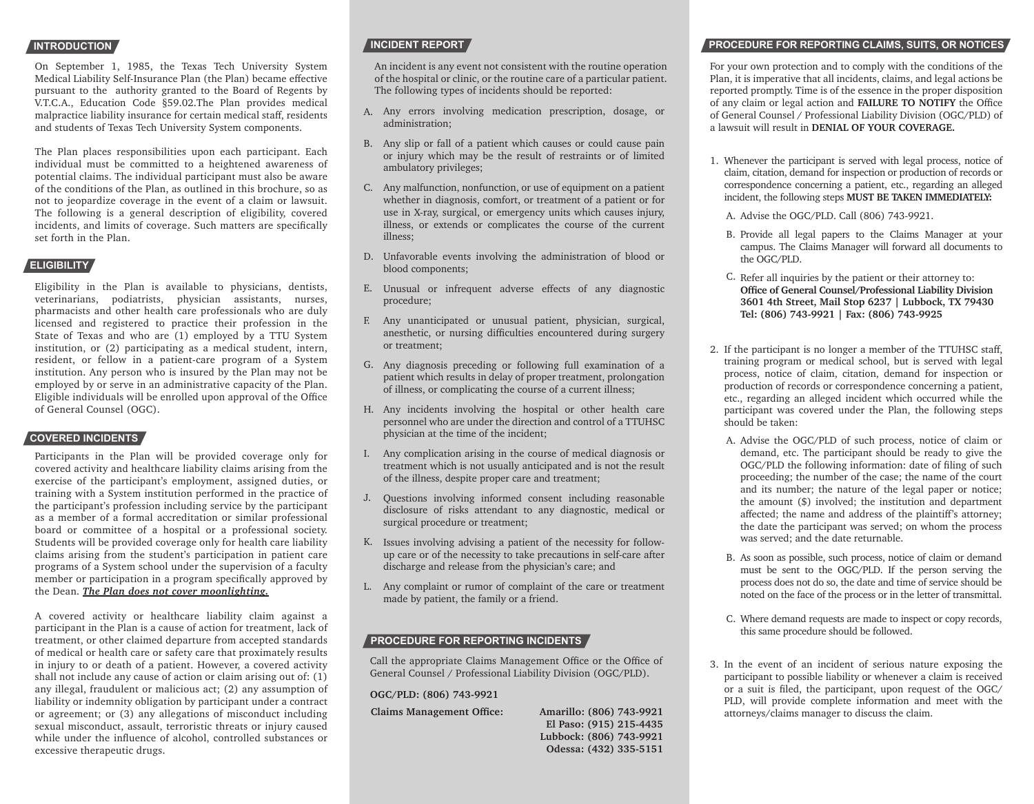## INTRODUCTION

On September 1, 1985, the Texas Tech University System Medical Liability Self-Insurance Plan (the Plan) became effective pursuant to the authority granted to the Board of Regents by V.T.C.A., Education Code §59.02.The Plan provides medical malpractice liability insurance for certain medical staff, residents and students of Texas Tech University System components.

The Plan places responsibilities upon each participant. Each individual must be committed to a heightened awareness of potential claims. The individual participant must also be aware of the conditions of the Plan, as outlined in this brochure, so as not to jeopardize coverage in the event of a claim or lawsuit. The following is a general description of eligibility, covered incidents, and limits of coverage. Such matters are specifically set forth in the Plan.

## ELIGIBILITY

Eligibility in the Plan is available to physicians, dentists, veterinarians, podiatrists, physician assistants, nurses, pharmacists and other health care professionals who are duly licensed and registered to practice their profession in the State of Texas and who are (1) employed by a TTU System institution, or (2) participating as a medical student, intern, resident, or fellow in a patient-care program of a System institution. Any person who is insured by the Plan may not be employed by or serve in an administrative capacity of the Plan. Eligible individuals will be enrolled upon approval of the Office of General Counsel (OGC).

## COVERED INCIDENTS

Participants in the Plan will be provided coverage only for covered activity and healthcare liability claims arising from the exercise of the participant's employment, assigned duties, or training with a System institution performed in the practice of the participant's profession including service by the participant as a member of a formal accreditation or similar professional board or committee of a hospital or a professional society. Students will be provided coverage only for health care liability claims arising from the student's participation in patient care programs of a System school under the supervision of a faculty member or participation in a program specifically approved by the Dean. ***The Plan does not cover moonlighting.***

A covered activity or healthcare liability claim against a participant in the Plan is a cause of action for treatment, lack of treatment, or other claimed departure from accepted standards of medical or health care or safety care that proximately results in injury to or death of a patient. However, a covered activity shall not include any cause of action or claim arising out of: (1) any illegal, fraudulent or malicious act; (2) any assumption of liability or indemnity obligation by participant under a contract or agreement; or (3) any allegations of misconduct including sexual misconduct, assault, terroristic threats or injury caused while under the influence of alcohol, controlled substances or excessive therapeutic drugs.

## INCIDENT REPORT

An incident is any event not consistent with the routine operation of the hospital or clinic, or the routine care of a particular patient. The following types of incidents should be reported:

A. Any errors involving medication prescription, dosage, or administration;

B. Any slip or fall of a patient which causes or could cause pain or injury which may be the result of restraints or of limited ambulatory privileges;

C. Any malfunction, nonfunction, or use of equipment on a patient whether in diagnosis, comfort, or treatment of a patient or for use in X-ray, surgical, or emergency units which causes injury, illness, or extends or complicates the course of the current illness;

D. Unfavorable events involving the administration of blood or blood components;

E. Unusual or infrequent adverse effects of any diagnostic procedure;

F. Any unanticipated or unusual patient, physician, surgical, anesthetic, or nursing difficulties encountered during surgery or treatment;

G. Any diagnosis preceding or following full examination of a patient which results in delay of proper treatment, prolongation of illness, or complicating the course of a current illness;

H. Any incidents involving the hospital or other health care personnel who are under the direction and control of a TTUHSC physician at the time of the incident;

I. Any complication arising in the course of medical diagnosis or treatment which is not usually anticipated and is not the result of the illness, despite proper care and treatment;

J. Questions involving informed consent including reasonable disclosure of risks attendant to any diagnostic, medical or surgical procedure or treatment;

K. Issues involving advising a patient of the necessity for follow-up care or of the necessity to take precautions in self-care after discharge and release from the physician's care; and

L. Any complaint or rumor of complaint of the care or treatment made by patient, the family or a friend.

## PROCEDURE FOR REPORTING INCIDENTS

Call the appropriate Claims Management Office or the Office of General Counsel / Professional Liability Division (OGC/PLD).

**OGC/PLD: (806) 743-9921**

**Claims Management Office:**

**Amarillo: (806) 743-9921**
**El Paso: (915) 215-4435**
**Lubbock: (806) 743-9921**
**Odessa: (432) 335-5151**

## PROCEDURE FOR REPORTING CLAIMS, SUITS, OR NOTICES

For your own protection and to comply with the conditions of the Plan, it is imperative that all incidents, claims, and legal actions be reported promptly. Time is of the essence in the proper disposition of any claim or legal action and **FAILURE TO NOTIFY** the Office of General Counsel / Professional Liability Division (OGC/PLD) of a lawsuit will result in **DENIAL OF YOUR COVERAGE.**

1. Whenever the participant is served with legal process, notice of claim, citation, demand for inspection or production of records or correspondence concerning a patient, etc., regarding an alleged incident, the following steps **MUST BE TAKEN IMMEDIATELY:**

   A. Advise the OGC/PLD. Call (806) 743-9921.

   B. Provide all legal papers to the Claims Manager at your campus. The Claims Manager will forward all documents to the OGC/PLD.

   C. Refer all inquiries by the patient or their attorney to:
   **Office of General Counsel/Professional Liability Division**
   **3601 4th Street, Mail Stop 6237 | Lubbock, TX 79430**
   **Tel: (806) 743-9921 | Fax: (806) 743-9925**

2. If the participant is no longer a member of the TTUHSC staff, training program or medical school, but is served with legal process, notice of claim, citation, demand for inspection or production of records or correspondence concerning a patient, etc., regarding an alleged incident which occurred while the participant was covered under the Plan, the following steps should be taken:

   A. Advise the OGC/PLD of such process, notice of claim or demand, etc. The participant should be ready to give the OGC/PLD the following information: date of filing of such proceeding; the number of the case; the name of the court and its number; the nature of the legal paper or notice; the amount ($) involved; the institution and department affected; the name and address of the plaintiff's attorney; the date the participant was served; on whom the process was served; and the date returnable.

   B. As soon as possible, such process, notice of claim or demand must be sent to the OGC/PLD. If the person serving the process does not do so, the date and time of service should be noted on the face of the process or in the letter of transmittal.

   C. Where demand requests are made to inspect or copy records, this same procedure should be followed.

3. In the event of an incident of serious nature exposing the participant to possible liability or whenever a claim is received or a suit is filed, the participant, upon request of the OGC/PLD, will provide complete information and meet with the attorneys/claims manager to discuss the claim.